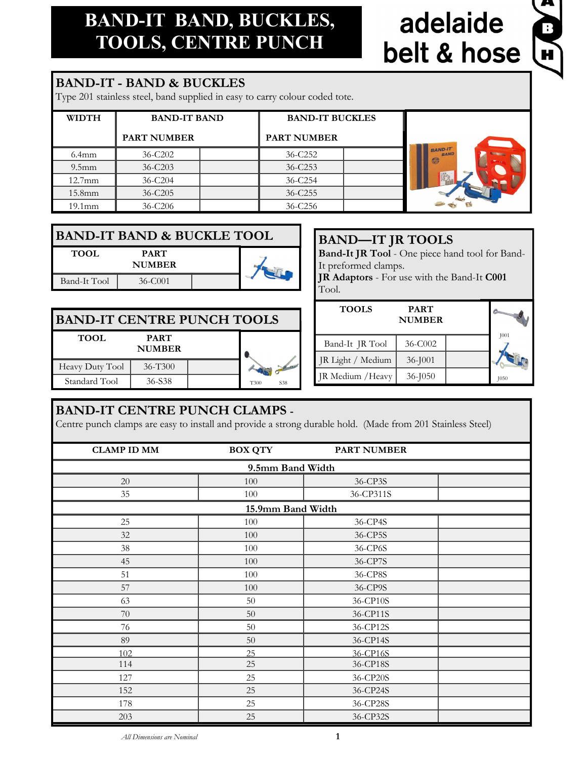# BAND-IT BAND, BUCKLES, TOOLS, CENTRE PUNCH

adelaide belt & hose

## BAND-IT - BAND & BUCKLES

Type 201 stainless steel, band supplied in easy to carry colour coded tote.

| WIDTH | BAND-IT BAND PART NUMBER | BAND-IT BUCKLES PART NUMBER |
|---|---|---|
| 6.4mm | 36-C202 | 36-C252 |
| 9.5mm | 36-C203 | 36-C253 |
| 12.7mm | 36-C204 | 36-C254 |
| 15.8mm | 36-C205 | 36-C255 |
| 19.1mm | 36-C206 | 36-C256 |

## BAND-IT BAND & BUCKLE TOOL

| TOOL | PART NUMBER |
|---|---|
| Band-It Tool | 36-C001 |

## BAND-IT CENTRE PUNCH TOOLS

| TOOL | PART NUMBER |
|---|---|
| Heavy Duty Tool | 36-T300 |
| Standard Tool | 36-S38 |

T300 S38

## BAND—IT JR TOOLS

**Band-It JR Tool** - One piece hand tool for Band-It preformed clamps.
**JR Adaptors** - For use with the Band-It **C001** Tool.

| TOOLS | PART NUMBER |
|---|---|
| Band-It JR Tool | 36-C002 |
| JR Light / Medium | 36-J001 |
| JR Medium /Heavy | 36-J050 |

J001 J050

## BAND-IT CENTRE PUNCH CLAMPS -

Centre punch clamps are easy to install and provide a strong durable hold. (Made from 201 Stainless Steel)

| CLAMP ID MM | BOX QTY | PART NUMBER |
|---|---|---|
| **9.5mm Band Width** | | |
| 20 | 100 | 36-CP3S |
| 35 | 100 | 36-CP311S |
| **15.9mm Band Width** | | |
| 25 | 100 | 36-CP4S |
| 32 | 100 | 36-CP5S |
| 38 | 100 | 36-CP6S |
| 45 | 100 | 36-CP7S |
| 51 | 100 | 36-CP8S |
| 57 | 100 | 36-CP9S |
| 63 | 50 | 36-CP10S |
| 70 | 50 | 36-CP11S |
| 76 | 50 | 36-CP12S |
| 89 | 50 | 36-CP14S |
| 102 | 25 | 36-CP16S |
| 114 | 25 | 36-CP18S |
| 127 | 25 | 36-CP20S |
| 152 | 25 | 36-CP24S |
| 178 | 25 | 36-CP28S |
| 203 | 25 | 36-CP32S |

*All Dimensions are Nominal*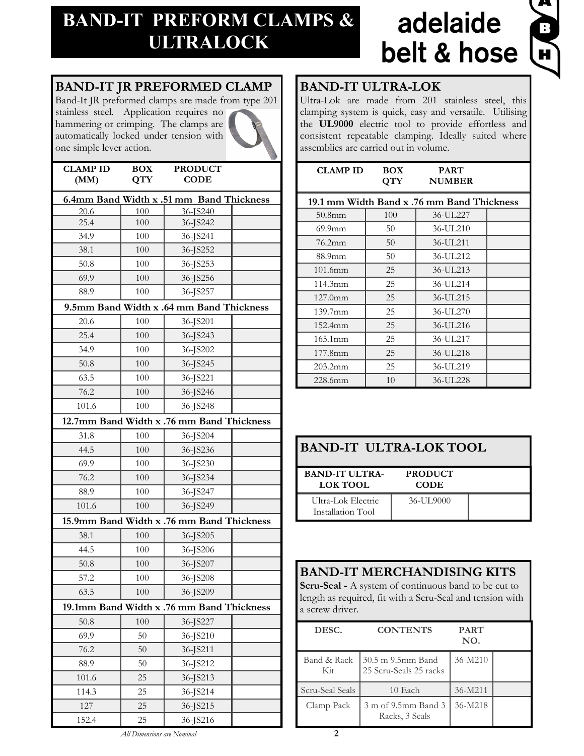# BAND-IT PREFORM CLAMPS & ULTRALOCK

adelaide belt & hose

## BAND-IT JR PREFORMED CLAMP

Band-It JR preformed clamps are made from type 201 stainless steel. Application requires no hammering or crimping. The clamps are automatically locked under tension with one simple lever action.

| CLAMP ID (MM) | BOX QTY | PRODUCT CODE | |
|---|---|---|---|
| **6.4mm Band Width x .51 mm Band Thickness** | | | |
| 20.6 | 100 | 36-JS240 | |
| 25.4 | 100 | 36-JS242 | |
| 34.9 | 100 | 36-JS241 | |
| 38.1 | 100 | 36-JS252 | |
| 50.8 | 100 | 36-JS253 | |
| 69.9 | 100 | 36-JS256 | |
| 88.9 | 100 | 36-JS257 | |
| **9.5mm Band Width x .64 mm Band Thickness** | | | |
| 20.6 | 100 | 36-JS201 | |
| 25.4 | 100 | 36-JS243 | |
| 34.9 | 100 | 36-JS202 | |
| 50.8 | 100 | 36-JS245 | |
| 63.5 | 100 | 36-JS221 | |
| 76.2 | 100 | 36-JS246 | |
| 101.6 | 100 | 36-JS248 | |
| **12.7mm Band Width x .76 mm Band Thickness** | | | |
| 31.8 | 100 | 36-JS204 | |
| 44.5 | 100 | 36-JS236 | |
| 69.9 | 100 | 36-JS230 | |
| 76.2 | 100 | 36-JS234 | |
| 88.9 | 100 | 36-JS247 | |
| 101.6 | 100 | 36-JS249 | |
| **15.9mm Band Width x .76 mm Band Thickness** | | | |
| 38.1 | 100 | 36-JS205 | |
| 44.5 | 100 | 36-JS206 | |
| 50.8 | 100 | 36-JS207 | |
| 57.2 | 100 | 36-JS208 | |
| 63.5 | 100 | 36-JS209 | |
| **19.1mm Band Width x .76 mm Band Thickness** | | | |
| 50.8 | 100 | 36-JS227 | |
| 69.9 | 50 | 36-JS210 | |
| 76.2 | 50 | 36-JS211 | |
| 88.9 | 50 | 36-JS212 | |
| 101.6 | 25 | 36-JS213 | |
| 114.3 | 25 | 36-JS214 | |
| 127 | 25 | 36-JS215 | |
| 152.4 | 25 | 36-JS216 | |

*All Dimensions are Nominal*

## BAND-IT ULTRA-LOK

Ultra-Lok are made from 201 stainless steel, this clamping system is quick, easy and versatile. Utilising the **UL9000** electric tool to provide effortless and consistent repeatable clamping. Ideally suited where assemblies are carried out in volume.

| CLAMP ID | BOX QTY | PART NUMBER | |
|---|---|---|---|
| **19.1 mm Width Band x .76 mm Band Thickness** | | | |
| 50.8mm | 100 | 36-UL227 | |
| 69.9mm | 50 | 36-UL210 | |
| 76.2mm | 50 | 36-UL211 | |
| 88.9mm | 50 | 36-UL212 | |
| 101.6mm | 25 | 36-UL213 | |
| 114.3mm | 25 | 36-UL214 | |
| 127.0mm | 25 | 36-UL215 | |
| 139.7mm | 25 | 36-UL270 | |
| 152.4mm | 25 | 36-UL216 | |
| 165.1mm | 25 | 36-UL217 | |
| 177.8mm | 25 | 36-UL218 | |
| 203.2mm | 25 | 36-UL219 | |
| 228.6mm | 10 | 36-UL228 | |

## BAND-IT ULTRA-LOK TOOL

| BAND-IT ULTRA-LOK TOOL | PRODUCT CODE | |
|---|---|---|
| Ultra-Lok Electric Installation Tool | 36-UL9000 | |

## BAND-IT MERCHANDISING KITS

**Scru-Seal -** A system of continuous band to be cut to length as required, fit with a Scru-Seal and tension with a screw driver.

| DESC. | CONTENTS | PART NO. | |
|---|---|---|---|
| Band & Rack Kit | 30.5 m 9.5mm Band 25 Scru-Seals 25 racks | 36-M210 | |
| Scru-Seal Seals | 10 Each | 36-M211 | |
| Clamp Pack | 3 m of 9.5mm Band 3 Racks, 3 Seals | 36-M218 | |